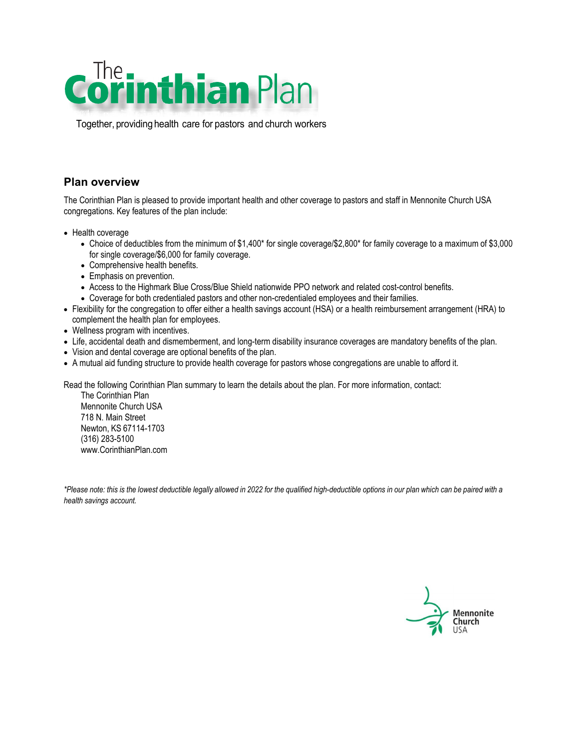# The Corinthian Plan

Together, providing health care for pastors and church workers

## Plan overview

The Corinthian Plan is pleased to provide important health and other coverage to pastors and staff in Mennonite Church USA congregations. Key features of the plan include:

- Health coverage
  - Choice of deductibles from the minimum of $1,400* for single coverage/$2,800* for family coverage to a maximum of $3,000 for single coverage/$6,000 for family coverage.
  - Comprehensive health benefits.
  - Emphasis on prevention.
  - Access to the Highmark Blue Cross/Blue Shield nationwide PPO network and related cost-control benefits.
  - Coverage for both credentialed pastors and other non-credentialed employees and their families.
- Flexibility for the congregation to offer either a health savings account (HSA) or a health reimbursement arrangement (HRA) to complement the health plan for employees.
- Wellness program with incentives.
- Life, accidental death and dismemberment, and long-term disability insurance coverages are mandatory benefits of the plan.
- Vision and dental coverage are optional benefits of the plan.
- A mutual aid funding structure to provide health coverage for pastors whose congregations are unable to afford it.

Read the following Corinthian Plan summary to learn the details about the plan. For more information, contact:

The Corinthian Plan
Mennonite Church USA
718 N. Main Street
Newton, KS 67114-1703
(316) 283-5100
www.CorinthianPlan.com

*\*Please note: this is the lowest deductible legally allowed in 2022 for the qualified high-deductible options in our plan which can be paired with a health savings account.*

Mennonite Church USA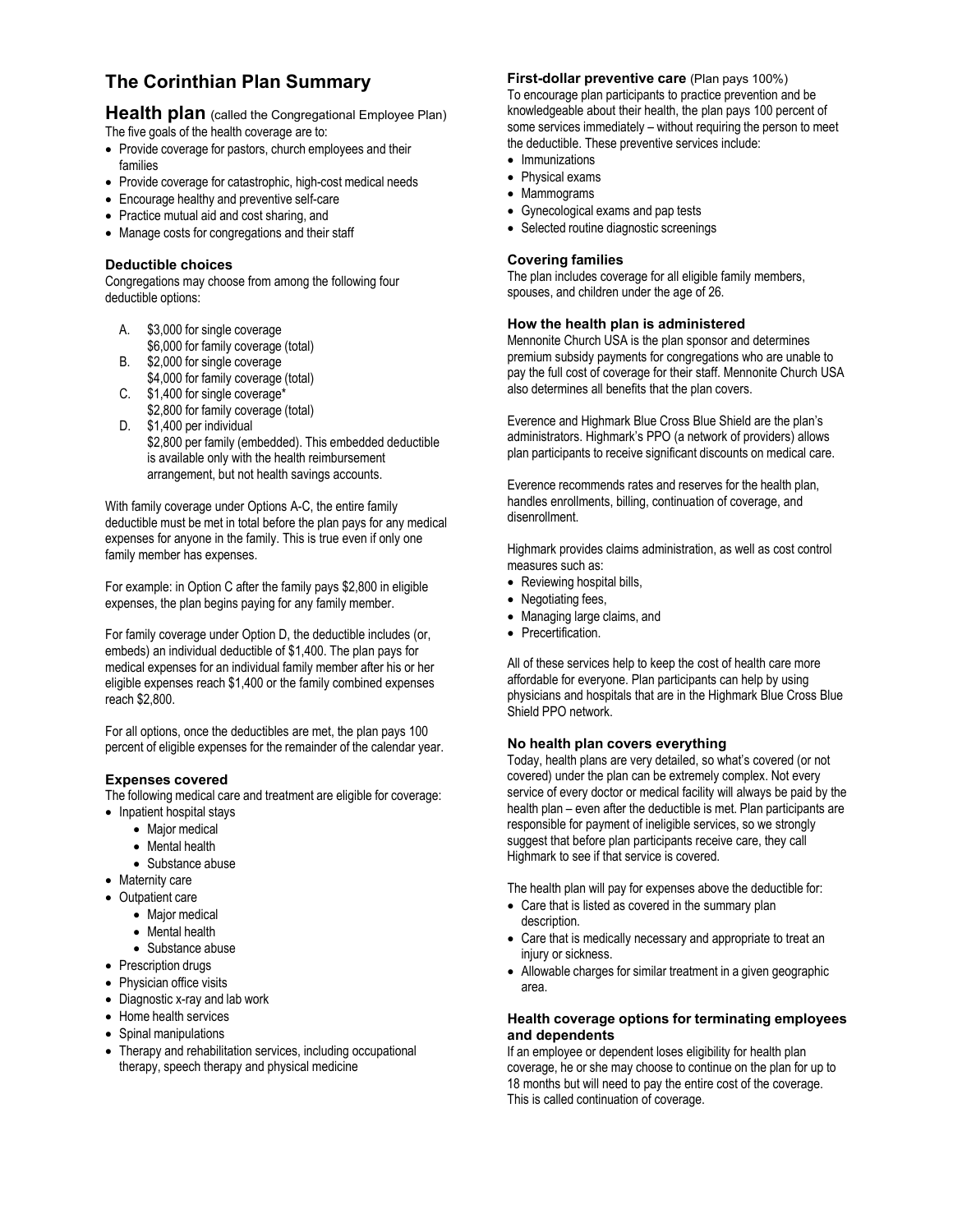# The Corinthian Plan Summary

## Health plan (called the Congregational Employee Plan)

The five goals of the health coverage are to:

- Provide coverage for pastors, church employees and their families
- Provide coverage for catastrophic, high-cost medical needs
- Encourage healthy and preventive self-care
- Practice mutual aid and cost sharing, and
- Manage costs for congregations and their staff

### Deductible choices

Congregations may choose from among the following four deductible options:

A. $3,000 for single coverage
   $6,000 for family coverage (total)
B. $2,000 for single coverage
   $4,000 for family coverage (total)
C. $1,400 for single coverage*
   $2,800 for family coverage (total)
D. $1,400 per individual
   $2,800 per family (embedded). This embedded deductible is available only with the health reimbursement arrangement, but not health savings accounts.

With family coverage under Options A-C, the entire family deductible must be met in total before the plan pays for any medical expenses for anyone in the family. This is true even if only one family member has expenses.

For example: in Option C after the family pays $2,800 in eligible expenses, the plan begins paying for any family member.

For family coverage under Option D, the deductible includes (or, embeds) an individual deductible of $1,400. The plan pays for medical expenses for an individual family member after his or her eligible expenses reach $1,400 or the family combined expenses reach $2,800.

For all options, once the deductibles are met, the plan pays 100 percent of eligible expenses for the remainder of the calendar year.

### Expenses covered

The following medical care and treatment are eligible for coverage:

- Inpatient hospital stays
  - Major medical
  - Mental health
  - Substance abuse
- Maternity care
- Outpatient care
  - Major medical
  - Mental health
  - Substance abuse
- Prescription drugs
- Physician office visits
- Diagnostic x-ray and lab work
- Home health services
- Spinal manipulations
- Therapy and rehabilitation services, including occupational therapy, speech therapy and physical medicine

### First-dollar preventive care (Plan pays 100%)

To encourage plan participants to practice prevention and be knowledgeable about their health, the plan pays 100 percent of some services immediately – without requiring the person to meet the deductible. These preventive services include:

- Immunizations
- Physical exams
- Mammograms
- Gynecological exams and pap tests
- Selected routine diagnostic screenings

### Covering families

The plan includes coverage for all eligible family members, spouses, and children under the age of 26.

### How the health plan is administered

Mennonite Church USA is the plan sponsor and determines premium subsidy payments for congregations who are unable to pay the full cost of coverage for their staff. Mennonite Church USA also determines all benefits that the plan covers.

Everence and Highmark Blue Cross Blue Shield are the plan's administrators. Highmark's PPO (a network of providers) allows plan participants to receive significant discounts on medical care.

Everence recommends rates and reserves for the health plan, handles enrollments, billing, continuation of coverage, and disenrollment.

Highmark provides claims administration, as well as cost control measures such as:

- Reviewing hospital bills,
- Negotiating fees,
- Managing large claims, and
- Precertification.

All of these services help to keep the cost of health care more affordable for everyone. Plan participants can help by using physicians and hospitals that are in the Highmark Blue Cross Blue Shield PPO network.

### No health plan covers everything

Today, health plans are very detailed, so what's covered (or not covered) under the plan can be extremely complex. Not every service of every doctor or medical facility will always be paid by the health plan – even after the deductible is met. Plan participants are responsible for payment of ineligible services, so we strongly suggest that before plan participants receive care, they call Highmark to see if that service is covered.

The health plan will pay for expenses above the deductible for:

- Care that is listed as covered in the summary plan description.
- Care that is medically necessary and appropriate to treat an injury or sickness.
- Allowable charges for similar treatment in a given geographic area.

### Health coverage options for terminating employees and dependents

If an employee or dependent loses eligibility for health plan coverage, he or she may choose to continue on the plan for up to 18 months but will need to pay the entire cost of the coverage. This is called continuation of coverage.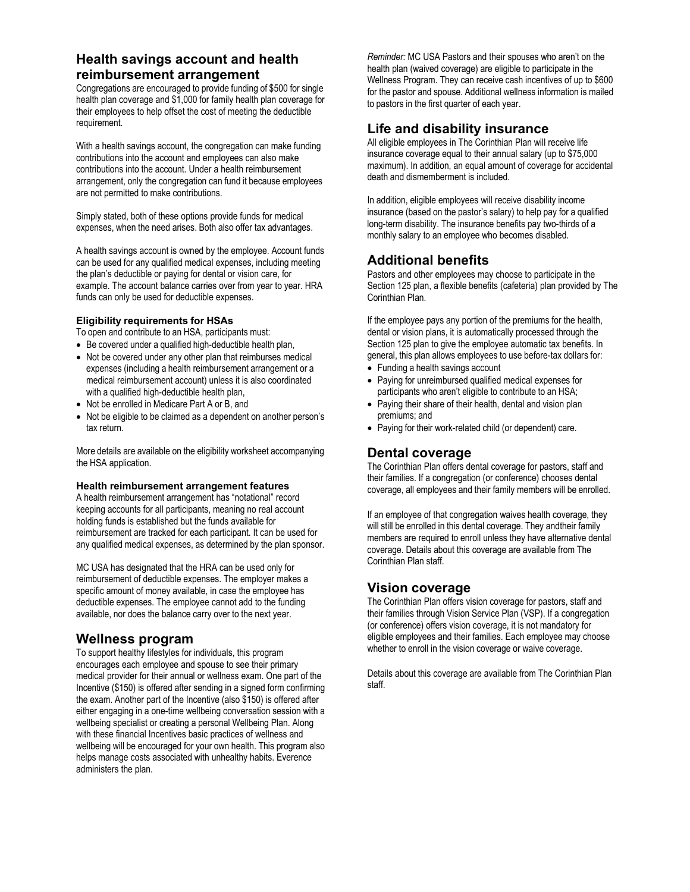## Health savings account and health reimbursement arrangement

Congregations are encouraged to provide funding of $500 for single health plan coverage and $1,000 for family health plan coverage for their employees to help offset the cost of meeting the deductible requirement.

With a health savings account, the congregation can make funding contributions into the account and employees can also make contributions into the account. Under a health reimbursement arrangement, only the congregation can fund it because employees are not permitted to make contributions.

Simply stated, both of these options provide funds for medical expenses, when the need arises. Both also offer tax advantages.

A health savings account is owned by the employee. Account funds can be used for any qualified medical expenses, including meeting the plan's deductible or paying for dental or vision care, for example. The account balance carries over from year to year. HRA funds can only be used for deductible expenses.

### Eligibility requirements for HSAs

To open and contribute to an HSA, participants must:

- Be covered under a qualified high-deductible health plan,
- Not be covered under any other plan that reimburses medical expenses (including a health reimbursement arrangement or a medical reimbursement account) unless it is also coordinated with a qualified high-deductible health plan,
- Not be enrolled in Medicare Part A or B, and
- Not be eligible to be claimed as a dependent on another person's tax return.

More details are available on the eligibility worksheet accompanying the HSA application.

### Health reimbursement arrangement features

A health reimbursement arrangement has "notational" record keeping accounts for all participants, meaning no real account holding funds is established but the funds available for reimbursement are tracked for each participant. It can be used for any qualified medical expenses, as determined by the plan sponsor.

MC USA has designated that the HRA can be used only for reimbursement of deductible expenses. The employer makes a specific amount of money available, in case the employee has deductible expenses. The employee cannot add to the funding available, nor does the balance carry over to the next year.

## Wellness program

To support healthy lifestyles for individuals, this program encourages each employee and spouse to see their primary medical provider for their annual or wellness exam. One part of the Incentive ($150) is offered after sending in a signed form confirming the exam. Another part of the Incentive (also $150) is offered after either engaging in a one-time wellbeing conversation session with a wellbeing specialist or creating a personal Wellbeing Plan. Along with these financial Incentives basic practices of wellness and wellbeing will be encouraged for your own health. This program also helps manage costs associated with unhealthy habits. Everence administers the plan.

*Reminder:* MC USA Pastors and their spouses who aren't on the health plan (waived coverage) are eligible to participate in the Wellness Program. They can receive cash incentives of up to $600 for the pastor and spouse. Additional wellness information is mailed to pastors in the first quarter of each year.

## Life and disability insurance

All eligible employees in The Corinthian Plan will receive life insurance coverage equal to their annual salary (up to $75,000 maximum). In addition, an equal amount of coverage for accidental death and dismemberment is included.

In addition, eligible employees will receive disability income insurance (based on the pastor's salary) to help pay for a qualified long-term disability. The insurance benefits pay two-thirds of a monthly salary to an employee who becomes disabled.

## Additional benefits

Pastors and other employees may choose to participate in the Section 125 plan, a flexible benefits (cafeteria) plan provided by The Corinthian Plan.

If the employee pays any portion of the premiums for the health, dental or vision plans, it is automatically processed through the Section 125 plan to give the employee automatic tax benefits. In general, this plan allows employees to use before-tax dollars for:

- Funding a health savings account
- Paying for unreimbursed qualified medical expenses for participants who aren't eligible to contribute to an HSA;
- Paying their share of their health, dental and vision plan premiums; and
- Paying for their work-related child (or dependent) care.

## Dental coverage

The Corinthian Plan offers dental coverage for pastors, staff and their families. If a congregation (or conference) chooses dental coverage, all employees and their family members will be enrolled.

If an employee of that congregation waives health coverage, they will still be enrolled in this dental coverage. They andtheir family members are required to enroll unless they have alternative dental coverage. Details about this coverage are available from The Corinthian Plan staff.

## Vision coverage

The Corinthian Plan offers vision coverage for pastors, staff and their families through Vision Service Plan (VSP). If a congregation (or conference) offers vision coverage, it is not mandatory for eligible employees and their families. Each employee may choose whether to enroll in the vision coverage or waive coverage.

Details about this coverage are available from The Corinthian Plan staff.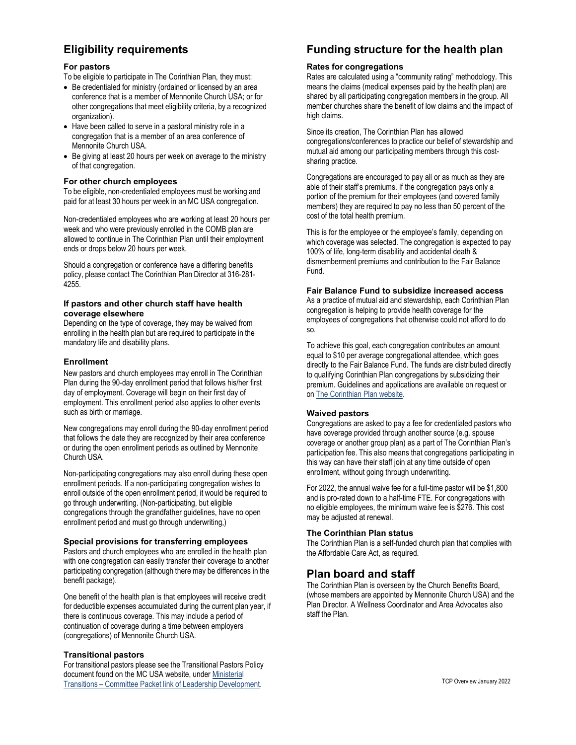## Eligibility requirements

### For pastors

To be eligible to participate in The Corinthian Plan, they must:

- Be credentialed for ministry (ordained or licensed by an area conference that is a member of Mennonite Church USA; or for other congregations that meet eligibility criteria, by a recognized organization).
- Have been called to serve in a pastoral ministry role in a congregation that is a member of an area conference of Mennonite Church USA.
- Be giving at least 20 hours per week on average to the ministry of that congregation.

### For other church employees

To be eligible, non-credentialed employees must be working and paid for at least 30 hours per week in an MC USA congregation.

Non-credentialed employees who are working at least 20 hours per week and who were previously enrolled in the COMB plan are allowed to continue in The Corinthian Plan until their employment ends or drops below 20 hours per week.

Should a congregation or conference have a differing benefits policy, please contact The Corinthian Plan Director at 316-281-4255.

### If pastors and other church staff have health coverage elsewhere

Depending on the type of coverage, they may be waived from enrolling in the health plan but are required to participate in the mandatory life and disability plans.

### Enrollment

New pastors and church employees may enroll in The Corinthian Plan during the 90-day enrollment period that follows his/her first day of employment. Coverage will begin on their first day of employment. This enrollment period also applies to other events such as birth or marriage.

New congregations may enroll during the 90-day enrollment period that follows the date they are recognized by their area conference or during the open enrollment periods as outlined by Mennonite Church USA.

Non-participating congregations may also enroll during these open enrollment periods. If a non-participating congregation wishes to enroll outside of the open enrollment period, it would be required to go through underwriting. (Non-participating, but eligible congregations through the grandfather guidelines, have no open enrollment period and must go through underwriting,)

### Special provisions for transferring employees

Pastors and church employees who are enrolled in the health plan with one congregation can easily transfer their coverage to another participating congregation (although there may be differences in the benefit package).

One benefit of the health plan is that employees will receive credit for deductible expenses accumulated during the current plan year, if there is continuous coverage. This may include a period of continuation of coverage during a time between employers (congregations) of Mennonite Church USA.

### Transitional pastors

For transitional pastors please see the Transitional Pastors Policy document found on the MC USA website, under Ministerial Transitions – Committee Packet link of Leadership Development.

## Funding structure for the health plan

### Rates for congregations

Rates are calculated using a "community rating" methodology. This means the claims (medical expenses paid by the health plan) are shared by all participating congregation members in the group. All member churches share the benefit of low claims and the impact of high claims.

Since its creation, The Corinthian Plan has allowed congregations/conferences to practice our belief of stewardship and mutual aid among our participating members through this cost-sharing practice.

Congregations are encouraged to pay all or as much as they are able of their staff's premiums. If the congregation pays only a portion of the premium for their employees (and covered family members) they are required to pay no less than 50 percent of the cost of the total health premium.

This is for the employee or the employee's family, depending on which coverage was selected. The congregation is expected to pay 100% of life, long-term disability and accidental death & dismemberment premiums and contribution to the Fair Balance Fund.

### Fair Balance Fund to subsidize increased access

As a practice of mutual aid and stewardship, each Corinthian Plan congregation is helping to provide health coverage for the employees of congregations that otherwise could not afford to do so.

To achieve this goal, each congregation contributes an amount equal to $10 per average congregational attendee, which goes directly to the Fair Balance Fund. The funds are distributed directly to qualifying Corinthian Plan congregations by subsidizing their premium. Guidelines and applications are available on request or on The Corinthian Plan website.

### Waived pastors

Congregations are asked to pay a fee for credentialed pastors who have coverage provided through another source (e.g. spouse coverage or another group plan) as a part of The Corinthian Plan's participation fee. This also means that congregations participating in this way can have their staff join at any time outside of open enrollment, without going through underwriting.

For 2022, the annual waive fee for a full-time pastor will be $1,800 and is pro-rated down to a half-time FTE. For congregations with no eligible employees, the minimum waive fee is $276. This cost may be adjusted at renewal.

### The Corinthian Plan status

The Corinthian Plan is a self-funded church plan that complies with the Affordable Care Act, as required.

## Plan board and staff

The Corinthian Plan is overseen by the Church Benefits Board, (whose members are appointed by Mennonite Church USA) and the Plan Director. A Wellness Coordinator and Area Advocates also staff the Plan.